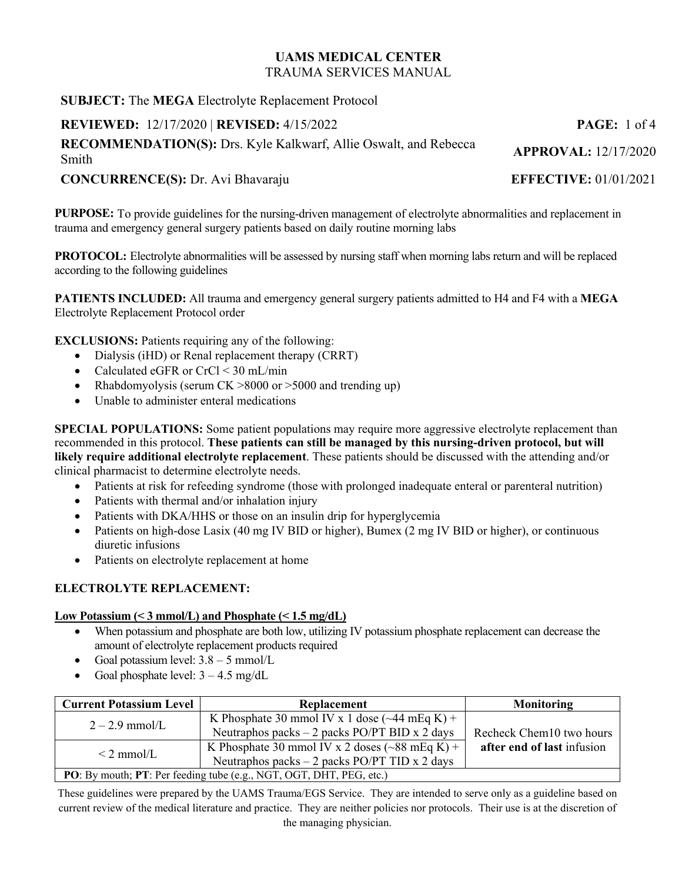# UAMS MEDICAL CENTER
## TRAUMA SERVICES MANUAL

**SUBJECT:** The **MEGA** Electrolyte Replacement Protocol

**REVIEWED:** 12/17/2020 | **REVISED:** 4/15/2022

**RECOMMENDATION(S):** Drs. Kyle Kalkwarf, Allie Oswalt, and Rebecca Smith

**APPROVAL:** 12/17/2020

**CONCURRENCE(S):** Dr. Avi Bhavaraju

**EFFECTIVE:** 01/01/2021

**PURPOSE:** To provide guidelines for the nursing-driven management of electrolyte abnormalities and replacement in trauma and emergency general surgery patients based on daily routine morning labs

**PROTOCOL:** Electrolyte abnormalities will be assessed by nursing staff when morning labs return and will be replaced according to the following guidelines

**PATIENTS INCLUDED:** All trauma and emergency general surgery patients admitted to H4 and F4 with a **MEGA** Electrolyte Replacement Protocol order

**EXCLUSIONS:** Patients requiring any of the following:

- Dialysis (iHD) or Renal replacement therapy (CRRT)
- Calculated eGFR or CrCl < 30 mL/min
- Rhabdomyolysis (serum CK >8000 or >5000 and trending up)
- Unable to administer enteral medications

**SPECIAL POPULATIONS:** Some patient populations may require more aggressive electrolyte replacement than recommended in this protocol. **These patients can still be managed by this nursing-driven protocol, but will likely require additional electrolyte replacement**. These patients should be discussed with the attending and/or clinical pharmacist to determine electrolyte needs.

- Patients at risk for refeeding syndrome (those with prolonged inadequate enteral or parenteral nutrition)
- Patients with thermal and/or inhalation injury
- Patients with DKA/HHS or those on an insulin drip for hyperglycemia
- Patients on high-dose Lasix (40 mg IV BID or higher), Bumex (2 mg IV BID or higher), or continuous diuretic infusions
- Patients on electrolyte replacement at home

### ELECTROLYTE REPLACEMENT:

**Low Potassium (< 3 mmol/L) and Phosphate (< 1.5 mg/dL)**

- When potassium and phosphate are both low, utilizing IV potassium phosphate replacement can decrease the amount of electrolyte replacement products required
- Goal potassium level: 3.8 – 5 mmol/L
- Goal phosphate level: 3 – 4.5 mg/dL

| Current Potassium Level | Replacement | Monitoring |
|---|---|---|
| 2 – 2.9 mmol/L | K Phosphate 30 mmol IV x 1 dose (~44 mEq K) + Neutraphos packs – 2 packs PO/PT BID x 2 days | Recheck Chem10 two hours **after end of last** infusion |
| < 2 mmol/L | K Phosphate 30 mmol IV x 2 doses (~88 mEq K) + Neutraphos packs – 2 packs PO/PT TID x 2 days | |
| **PO**: By mouth; **PT**: Per feeding tube (e.g., NGT, OGT, DHT, PEG, etc.) | | |

These guidelines were prepared by the UAMS Trauma/EGS Service. They are intended to serve only as a guideline based on current review of the medical literature and practice. They are neither policies nor protocols. Their use is at the discretion of the managing physician.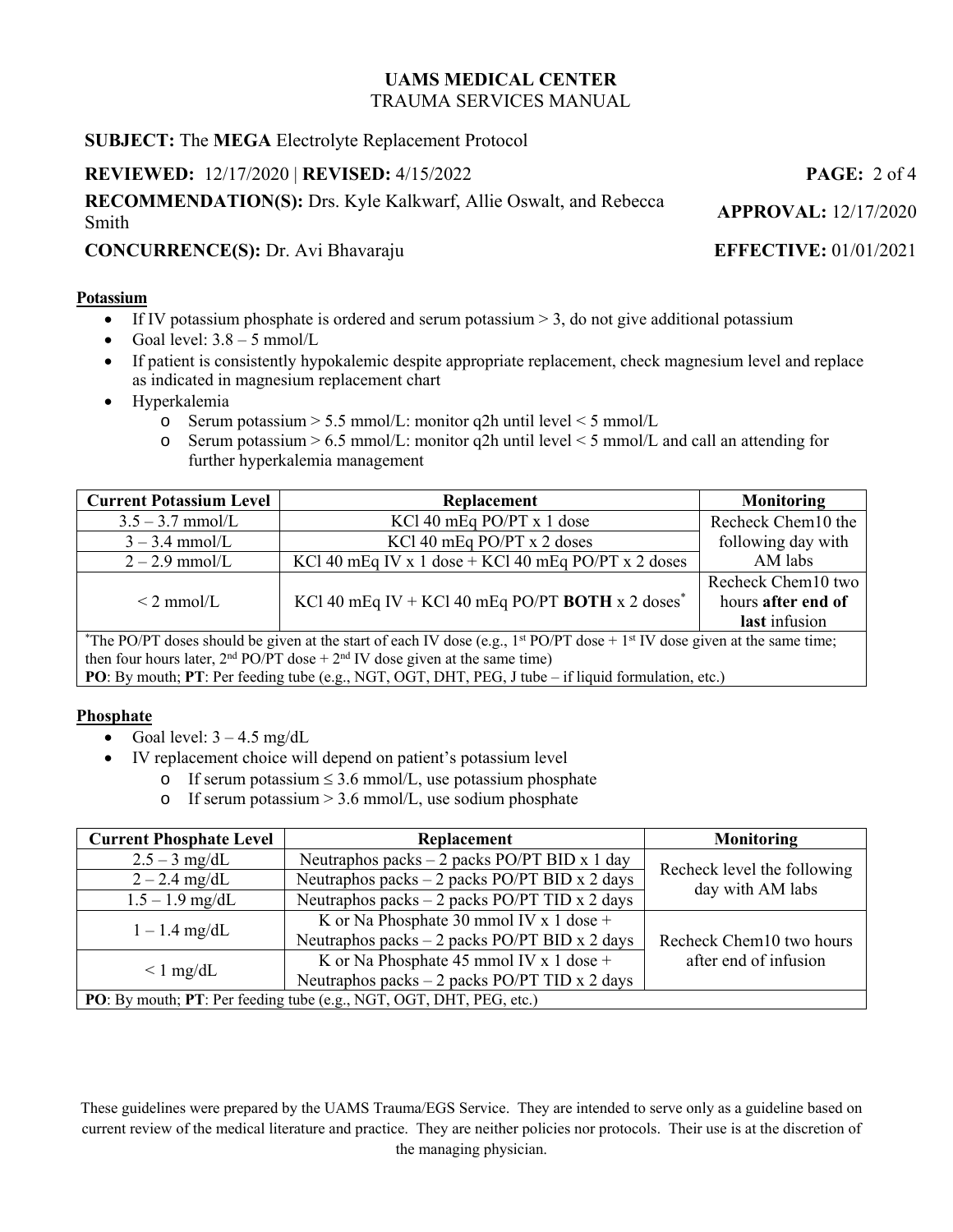**SUBJECT:** The **MEGA** Electrolyte Replacement Protocol

**REVIEWED:** 12/17/2020 | **REVISED:** 4/15/2022

**RECOMMENDATION(S):** Drs. Kyle Kalkwarf, Allie Oswalt, and Rebecca Smith

**APPROVAL:** 12/17/2020

**CONCURRENCE(S):** Dr. Avi Bhavaraju

**EFFECTIVE:** 01/01/2021

## Potassium

- If IV potassium phosphate is ordered and serum potassium > 3, do not give additional potassium
- Goal level: 3.8 – 5 mmol/L
- If patient is consistently hypokalemic despite appropriate replacement, check magnesium level and replace as indicated in magnesium replacement chart
- Hyperkalemia
  - Serum potassium > 5.5 mmol/L: monitor q2h until level < 5 mmol/L
  - Serum potassium > 6.5 mmol/L: monitor q2h until level < 5 mmol/L and call an attending for further hyperkalemia management

| Current Potassium Level | Replacement | Monitoring |
|---|---|---|
| 3.5 – 3.7 mmol/L | KCl 40 mEq PO/PT x 1 dose | Recheck Chem10 the following day with AM labs |
| 3 – 3.4 mmol/L | KCl 40 mEq PO/PT x 2 doses | |
| 2 – 2.9 mmol/L | KCl 40 mEq IV x 1 dose + KCl 40 mEq PO/PT x 2 doses | |
| < 2 mmol/L | KCl 40 mEq IV + KCl 40 mEq PO/PT **BOTH** x 2 doses* | Recheck Chem10 two hours **after end of last** infusion |

*The PO/PT doses should be given at the start of each IV dose (e.g., 1st PO/PT dose + 1st IV dose given at the same time; then four hours later, 2nd PO/PT dose + 2nd IV dose given at the same time)

**PO**: By mouth; **PT**: Per feeding tube (e.g., NGT, OGT, DHT, PEG, J tube – if liquid formulation, etc.)

## Phosphate

- Goal level: 3 – 4.5 mg/dL
- IV replacement choice will depend on patient's potassium level
  - If serum potassium ≤ 3.6 mmol/L, use potassium phosphate
  - If serum potassium > 3.6 mmol/L, use sodium phosphate

| Current Phosphate Level | Replacement | Monitoring |
|---|---|---|
| 2.5 – 3 mg/dL | Neutraphos packs – 2 packs PO/PT BID x 1 day | Recheck level the following day with AM labs |
| 2 – 2.4 mg/dL | Neutraphos packs – 2 packs PO/PT BID x 2 days | |
| 1.5 – 1.9 mg/dL | Neutraphos packs – 2 packs PO/PT TID x 2 days | |
| 1 – 1.4 mg/dL | K or Na Phosphate 30 mmol IV x 1 dose + Neutraphos packs – 2 packs PO/PT BID x 2 days | Recheck Chem10 two hours after end of infusion |
| < 1 mg/dL | K or Na Phosphate 45 mmol IV x 1 dose + Neutraphos packs – 2 packs PO/PT TID x 2 days | |

**PO**: By mouth; **PT**: Per feeding tube (e.g., NGT, OGT, DHT, PEG, etc.)

These guidelines were prepared by the UAMS Trauma/EGS Service. They are intended to serve only as a guideline based on current review of the medical literature and practice. They are neither policies nor protocols. Their use is at the discretion of the managing physician.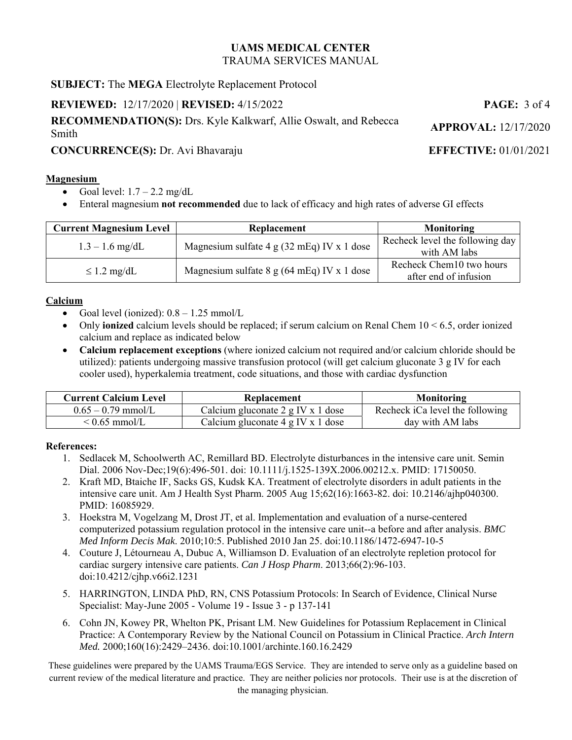**UAMS MEDICAL CENTER**
TRAUMA SERVICES MANUAL

**SUBJECT:** The **MEGA** Electrolyte Replacement Protocol

**REVIEWED:** 12/17/2020 | **REVISED:** 4/15/2022

**RECOMMENDATION(S):** Drs. Kyle Kalkwarf, Allie Oswalt, and Rebecca Smith

**APPROVAL:** 12/17/2020

**CONCURRENCE(S):** Dr. Avi Bhavaraju

**EFFECTIVE:** 01/01/2021

## Magnesium

- Goal level: 1.7 – 2.2 mg/dL
- Enteral magnesium **not recommended** due to lack of efficacy and high rates of adverse GI effects

| Current Magnesium Level | Replacement | Monitoring |
|---|---|---|
| 1.3 – 1.6 mg/dL | Magnesium sulfate 4 g (32 mEq) IV x 1 dose | Recheck level the following day with AM labs |
| ≤ 1.2 mg/dL | Magnesium sulfate 8 g (64 mEq) IV x 1 dose | Recheck Chem10 two hours after end of infusion |

## Calcium

- Goal level (ionized): 0.8 – 1.25 mmol/L
- Only **ionized** calcium levels should be replaced; if serum calcium on Renal Chem 10 < 6.5, order ionized calcium and replace as indicated below
- **Calcium replacement exceptions** (where ionized calcium not required and/or calcium chloride should be utilized): patients undergoing massive transfusion protocol (will get calcium gluconate 3 g IV for each cooler used), hyperkalemia treatment, code situations, and those with cardiac dysfunction

| Current Calcium Level | Replacement | Monitoring |
|---|---|---|
| 0.65 – 0.79 mmol/L | Calcium gluconate 2 g IV x 1 dose | Recheck iCa level the following day with AM labs |
| < 0.65 mmol/L | Calcium gluconate 4 g IV x 1 dose | |

## References:

1. Sedlacek M, Schoolwerth AC, Remillard BD. Electrolyte disturbances in the intensive care unit. Semin Dial. 2006 Nov-Dec;19(6):496-501. doi: 10.1111/j.1525-139X.2006.00212.x. PMID: 17150050.
2. Kraft MD, Btaiche IF, Sacks GS, Kudsk KA. Treatment of electrolyte disorders in adult patients in the intensive care unit. Am J Health Syst Pharm. 2005 Aug 15;62(16):1663-82. doi: 10.2146/ajhp040300. PMID: 16085929.
3. Hoekstra M, Vogelzang M, Drost JT, et al. Implementation and evaluation of a nurse-centered computerized potassium regulation protocol in the intensive care unit--a before and after analysis. *BMC Med Inform Decis Mak*. 2010;10:5. Published 2010 Jan 25. doi:10.1186/1472-6947-10-5
4. Couture J, Létourneau A, Dubuc A, Williamson D. Evaluation of an electrolyte repletion protocol for cardiac surgery intensive care patients. *Can J Hosp Pharm*. 2013;66(2):96-103. doi:10.4212/cjhp.v66i2.1231
5. HARRINGTON, LINDA PhD, RN, CNS Potassium Protocols: In Search of Evidence, Clinical Nurse Specialist: May-June 2005 - Volume 19 - Issue 3 - p 137-141
6. Cohn JN, Kowey PR, Whelton PK, Prisant LM. New Guidelines for Potassium Replacement in Clinical Practice: A Contemporary Review by the National Council on Potassium in Clinical Practice. *Arch Intern Med.* 2000;160(16):2429–2436. doi:10.1001/archinte.160.16.2429

These guidelines were prepared by the UAMS Trauma/EGS Service. They are intended to serve only as a guideline based on current review of the medical literature and practice. They are neither policies nor protocols. Their use is at the discretion of the managing physician.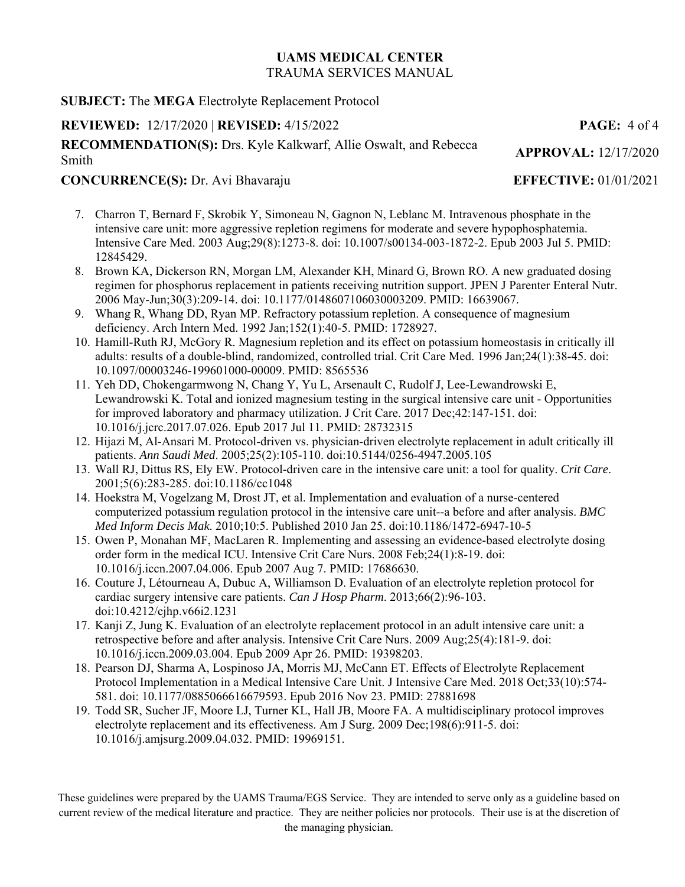7. Charron T, Bernard F, Skrobik Y, Simoneau N, Gagnon N, Leblanc M. Intravenous phosphate in the intensive care unit: more aggressive repletion regimens for moderate and severe hypophosphatemia. Intensive Care Med. 2003 Aug;29(8):1273-8. doi: 10.1007/s00134-003-1872-2. Epub 2003 Jul 5. PMID: 12845429.
8. Brown KA, Dickerson RN, Morgan LM, Alexander KH, Minard G, Brown RO. A new graduated dosing regimen for phosphorus replacement in patients receiving nutrition support. JPEN J Parenter Enteral Nutr. 2006 May-Jun;30(3):209-14. doi: 10.1177/0148607106030003209. PMID: 16639067.
9. Whang R, Whang DD, Ryan MP. Refractory potassium repletion. A consequence of magnesium deficiency. Arch Intern Med. 1992 Jan;152(1):40-5. PMID: 1728927.
10. Hamill-Ruth RJ, McGory R. Magnesium repletion and its effect on potassium homeostasis in critically ill adults: results of a double-blind, randomized, controlled trial. Crit Care Med. 1996 Jan;24(1):38-45. doi: 10.1097/00003246-199601000-00009. PMID: 8565536
11. Yeh DD, Chokengarmwong N, Chang Y, Yu L, Arsenault C, Rudolf J, Lee-Lewandrowski E, Lewandrowski K. Total and ionized magnesium testing in the surgical intensive care unit - Opportunities for improved laboratory and pharmacy utilization. J Crit Care. 2017 Dec;42:147-151. doi: 10.1016/j.jcrc.2017.07.026. Epub 2017 Jul 11. PMID: 28732315
12. Hijazi M, Al-Ansari M. Protocol-driven vs. physician-driven electrolyte replacement in adult critically ill patients. *Ann Saudi Med*. 2005;25(2):105-110. doi:10.5144/0256-4947.2005.105
13. Wall RJ, Dittus RS, Ely EW. Protocol-driven care in the intensive care unit: a tool for quality. *Crit Care*. 2001;5(6):283-285. doi:10.1186/cc1048
14. Hoekstra M, Vogelzang M, Drost JT, et al. Implementation and evaluation of a nurse-centered computerized potassium regulation protocol in the intensive care unit--a before and after analysis. *BMC Med Inform Decis Mak*. 2010;10:5. Published 2010 Jan 25. doi:10.1186/1472-6947-10-5
15. Owen P, Monahan MF, MacLaren R. Implementing and assessing an evidence-based electrolyte dosing order form in the medical ICU. Intensive Crit Care Nurs. 2008 Feb;24(1):8-19. doi: 10.1016/j.iccn.2007.04.006. Epub 2007 Aug 7. PMID: 17686630.
16. Couture J, Létourneau A, Dubuc A, Williamson D. Evaluation of an electrolyte repletion protocol for cardiac surgery intensive care patients. *Can J Hosp Pharm*. 2013;66(2):96-103. doi:10.4212/cjhp.v66i2.1231
17. Kanji Z, Jung K. Evaluation of an electrolyte replacement protocol in an adult intensive care unit: a retrospective before and after analysis. Intensive Crit Care Nurs. 2009 Aug;25(4):181-9. doi: 10.1016/j.iccn.2009.03.004. Epub 2009 Apr 26. PMID: 19398203.
18. Pearson DJ, Sharma A, Lospinoso JA, Morris MJ, McCann ET. Effects of Electrolyte Replacement Protocol Implementation in a Medical Intensive Care Unit. J Intensive Care Med. 2018 Oct;33(10):574-581. doi: 10.1177/0885066616679593. Epub 2016 Nov 23. PMID: 27881698
19. Todd SR, Sucher JF, Moore LJ, Turner KL, Hall JB, Moore FA. A multidisciplinary protocol improves electrolyte replacement and its effectiveness. Am J Surg. 2009 Dec;198(6):911-5. doi: 10.1016/j.amjsurg.2009.04.032. PMID: 19969151.